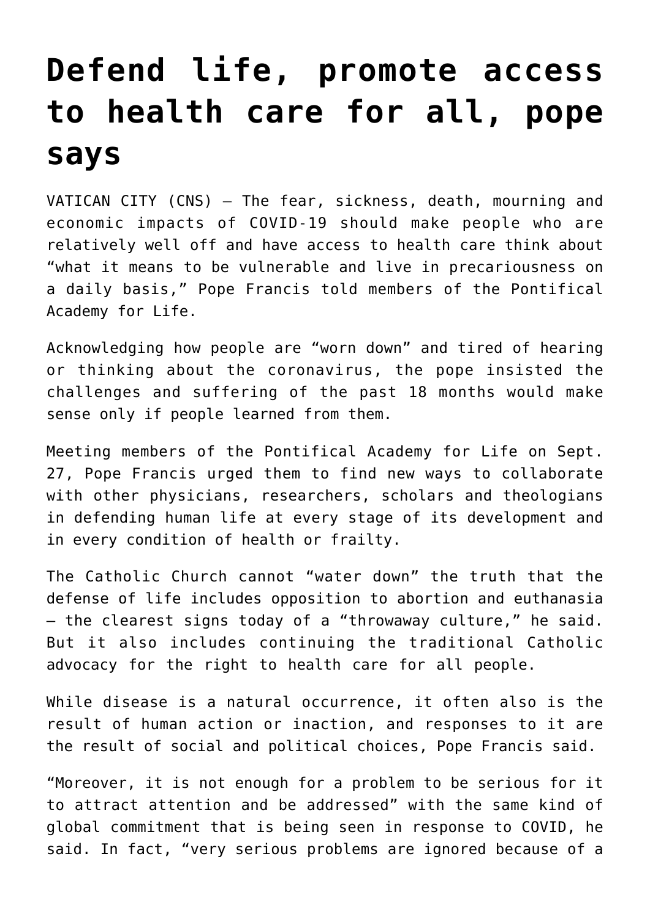# Defend life, promote access to health care for all, pope says

VATICAN CITY (CNS) — The fear, sickness, death, mourning and economic impacts of COVID-19 should make people who are relatively well off and have access to health care think about "what it means to be vulnerable and live in precariousness on a daily basis," Pope Francis told members of the Pontifical Academy for Life.

Acknowledging how people are "worn down" and tired of hearing or thinking about the coronavirus, the pope insisted the challenges and suffering of the past 18 months would make sense only if people learned from them.

Meeting members of the Pontifical Academy for Life on Sept. 27, Pope Francis urged them to find new ways to collaborate with other physicians, researchers, scholars and theologians in defending human life at every stage of its development and in every condition of health or frailty.

The Catholic Church cannot "water down" the truth that the defense of life includes opposition to abortion and euthanasia — the clearest signs today of a "throwaway culture," he said. But it also includes continuing the traditional Catholic advocacy for the right to health care for all people.

While disease is a natural occurrence, it often also is the result of human action or inaction, and responses to it are the result of social and political choices, Pope Francis said.

"Moreover, it is not enough for a problem to be serious for it to attract attention and be addressed" with the same kind of global commitment that is being seen in response to COVID, he said. In fact, "very serious problems are ignored because of a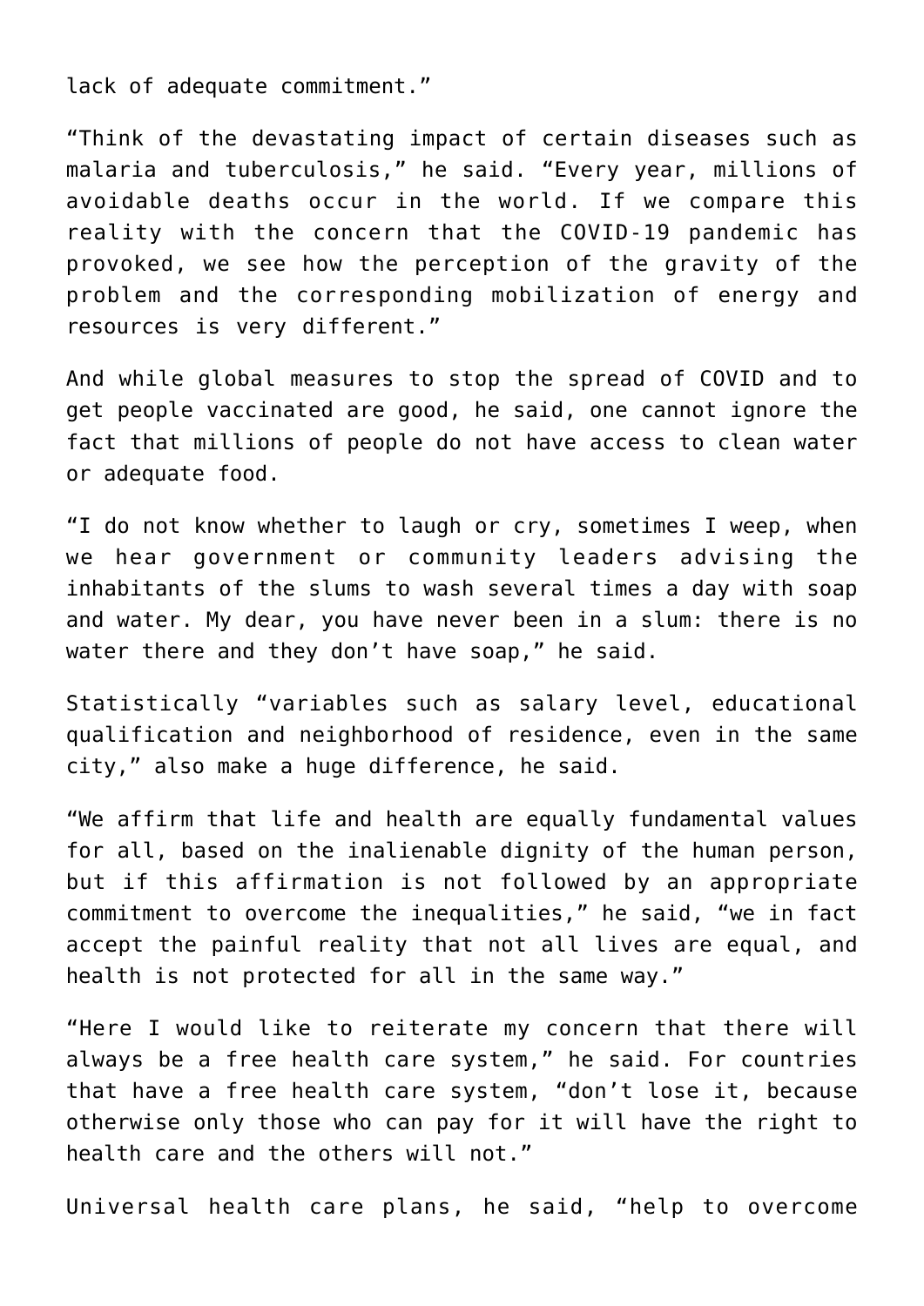lack of adequate commitment."

"Think of the devastating impact of certain diseases such as malaria and tuberculosis," he said. "Every year, millions of avoidable deaths occur in the world. If we compare this reality with the concern that the COVID-19 pandemic has provoked, we see how the perception of the gravity of the problem and the corresponding mobilization of energy and resources is very different."

And while global measures to stop the spread of COVID and to get people vaccinated are good, he said, one cannot ignore the fact that millions of people do not have access to clean water or adequate food.

"I do not know whether to laugh or cry, sometimes I weep, when we hear government or community leaders advising the inhabitants of the slums to wash several times a day with soap and water. My dear, you have never been in a slum: there is no water there and they don't have soap," he said.

Statistically "variables such as salary level, educational qualification and neighborhood of residence, even in the same city," also make a huge difference, he said.

"We affirm that life and health are equally fundamental values for all, based on the inalienable dignity of the human person, but if this affirmation is not followed by an appropriate commitment to overcome the inequalities," he said, "we in fact accept the painful reality that not all lives are equal, and health is not protected for all in the same way."

"Here I would like to reiterate my concern that there will always be a free health care system," he said. For countries that have a free health care system, "don't lose it, because otherwise only those who can pay for it will have the right to health care and the others will not."

Universal health care plans, he said, "help to overcome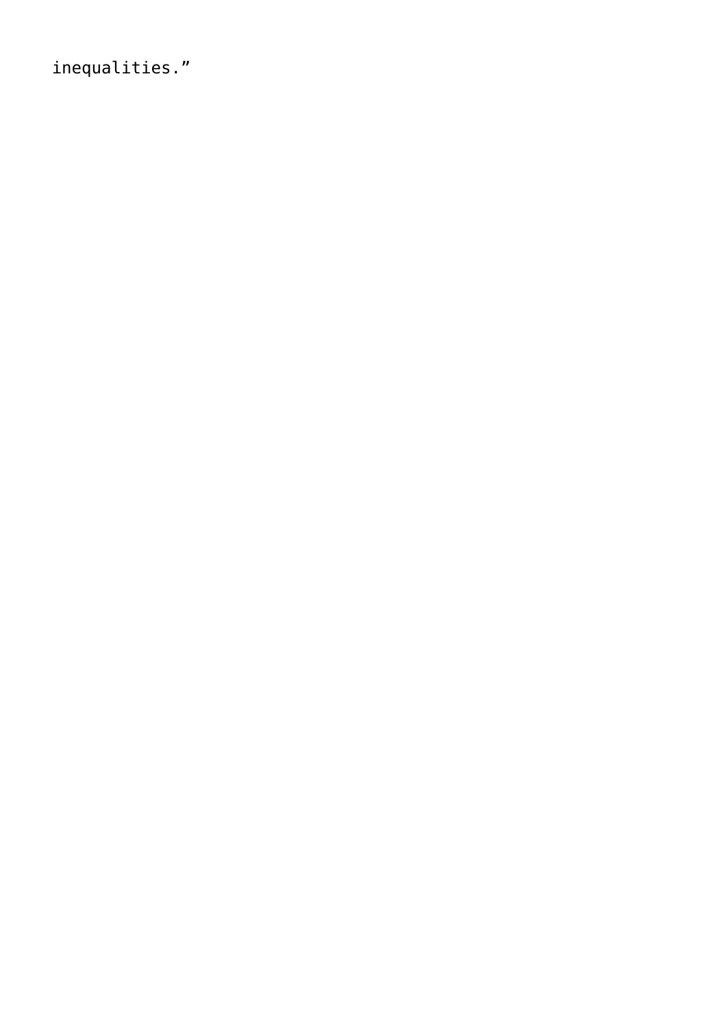inequalities.”